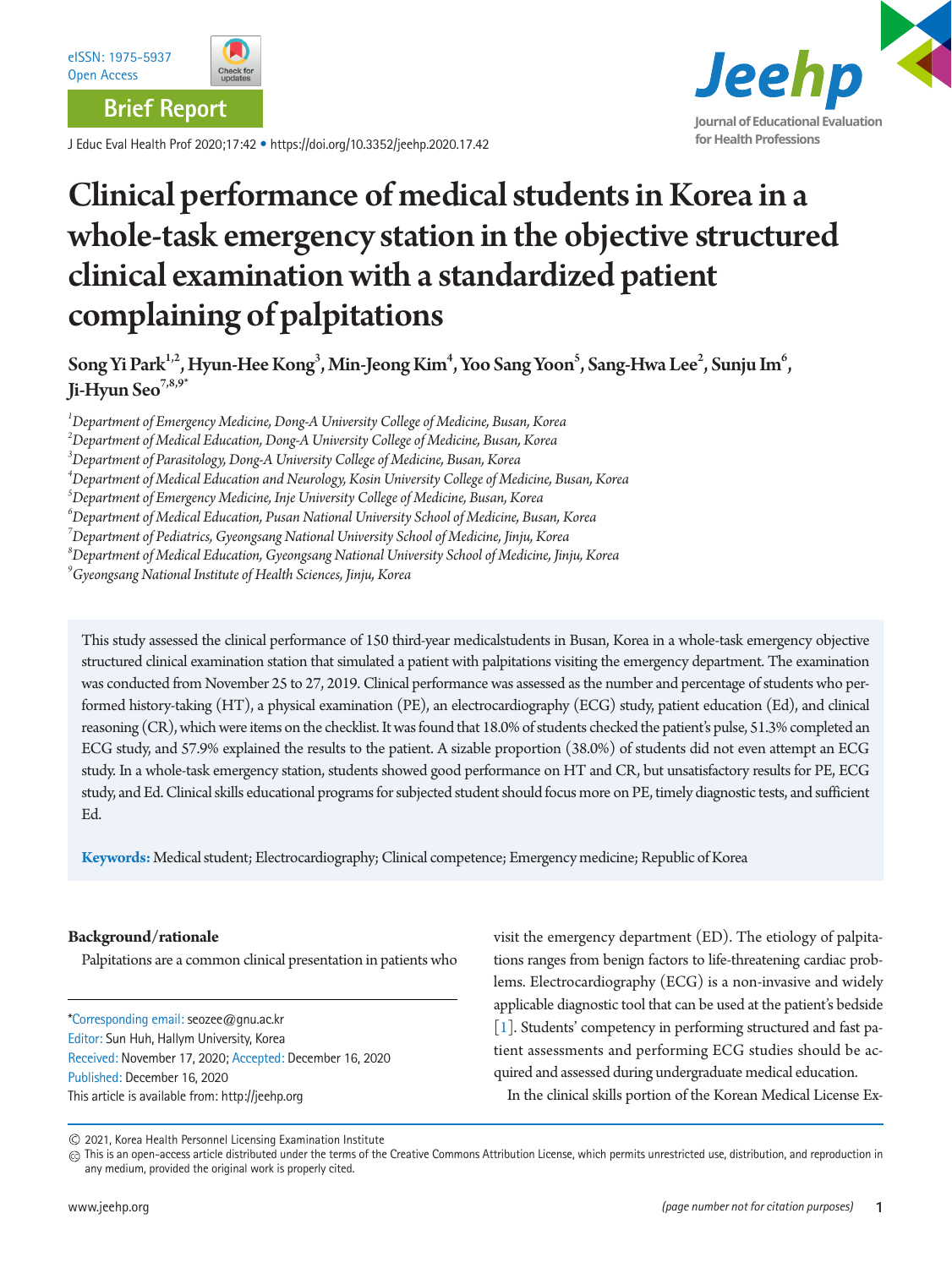Brief Report

# Clinical performance of medical students in Korea in a whole-task emergency station in the objective structured clinical examination with a standardized patient complaining of palpitations

Song Yi Park[1,2], Hyun-Hee Kong[3], Min-Jeong Kim[4], Yoo Sang Yoon[5], Sang-Hwa Lee[2], Sunju Im[6], Ji-Hyun Seo[7,8,9]*

[1]*Department of Emergency Medicine, Dong-A University College of Medicine, Busan, Korea*
[2]*Department of Medical Education, Dong-A University College of Medicine, Busan, Korea*
[3]*Department of Parasitology, Dong-A University College of Medicine, Busan, Korea*
[4]*Department of Medical Education and Neurology, Kosin University College of Medicine, Busan, Korea*
[5]*Department of Emergency Medicine, Inje University College of Medicine, Busan, Korea*
[6]*Department of Medical Education, Pusan National University School of Medicine, Busan, Korea*
[7]*Department of Pediatrics, Gyeongsang National University School of Medicine, Jinju, Korea*
[8]*Department of Medical Education, Gyeongsang National University School of Medicine, Jinju, Korea*
[9]*Gyeongsang National Institute of Health Sciences, Jinju, Korea*

This study assessed the clinical performance of 150 third-year medicalstudents in Busan, Korea in a whole-task emergency objective structured clinical examination station that simulated a patient with palpitations visiting the emergency department. The examination was conducted from November 25 to 27, 2019. Clinical performance was assessed as the number and percentage of students who performed history-taking (HT), a physical examination (PE), an electrocardiography (ECG) study, patient education (Ed), and clinical reasoning (CR), which were items on the checklist. It was found that 18.0% of students checked the patient's pulse, 51.3% completed an ECG study, and 57.9% explained the results to the patient. A sizable proportion (38.0%) of students did not even attempt an ECG study. In a whole-task emergency station, students showed good performance on HT and CR, but unsatisfactory results for PE, ECG study, and Ed. Clinical skills educational programs for subjected student should focus more on PE, timely diagnostic tests, and sufficient Ed.

**Keywords:** Medical student; Electrocardiography; Clinical competence; Emergency medicine; Republic of Korea

*Corresponding email: seozee@gnu.ac.kr
Editor: Sun Huh, Hallym University, Korea
Received: November 17, 2020; Accepted: December 16, 2020
Published: December 16, 2020
This article is available from: http://jeehp.org

© 2021, Korea Health Personnel Licensing Examination Institute
This is an open-access article distributed under the terms of the Creative Commons Attribution License, which permits unrestricted use, distribution, and reproduction in any medium, provided the original work is properly cited.

### Background/rationale

Palpitations are a common clinical presentation in patients who visit the emergency department (ED). The etiology of palpitations ranges from benign factors to life-threatening cardiac problems. Electrocardiography (ECG) is a non-invasive and widely applicable diagnostic tool that can be used at the patient's bedside [1]. Students' competency in performing structured and fast patient assessments and performing ECG studies should be acquired and assessed during undergraduate medical education.

In the clinical skills portion of the Korean Medical License Ex-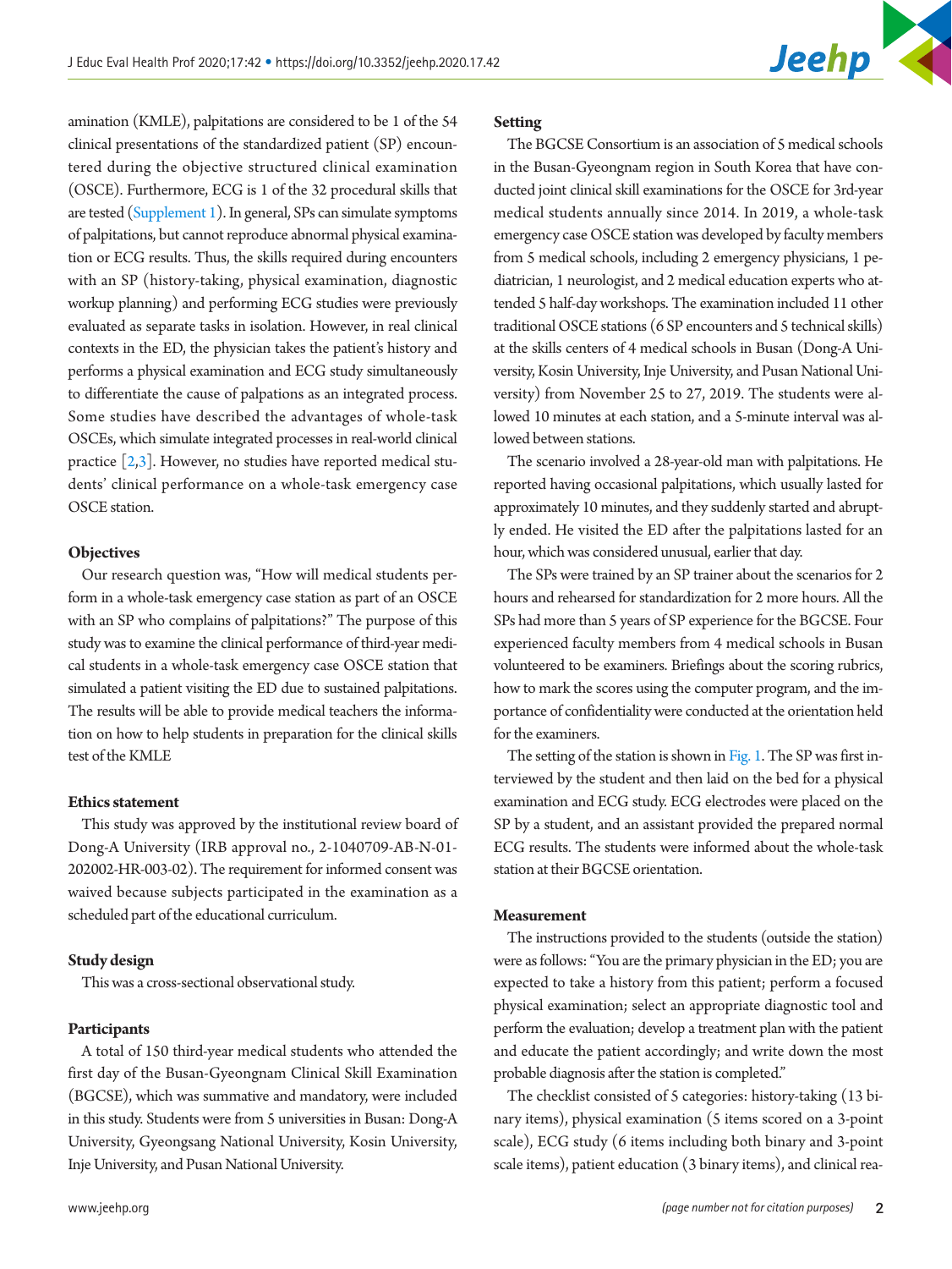amination (KMLE), palpitations are considered to be 1 of the 54 clinical presentations of the standardized patient (SP) encountered during the objective structured clinical examination (OSCE). Furthermore, ECG is 1 of the 32 procedural skills that are tested (Supplement 1). In general, SPs can simulate symptoms of palpitations, but cannot reproduce abnormal physical examination or ECG results. Thus, the skills required during encounters with an SP (history-taking, physical examination, diagnostic workup planning) and performing ECG studies were previously evaluated as separate tasks in isolation. However, in real clinical contexts in the ED, the physician takes the patient's history and performs a physical examination and ECG study simultaneously to differentiate the cause of palpations as an integrated process. Some studies have described the advantages of whole-task OSCEs, which simulate integrated processes in real-world clinical practice [2,3]. However, no studies have reported medical students' clinical performance on a whole-task emergency case OSCE station.

### Objectives

Our research question was, "How will medical students perform in a whole-task emergency case station as part of an OSCE with an SP who complains of palpitations?" The purpose of this study was to examine the clinical performance of third-year medical students in a whole-task emergency case OSCE station that simulated a patient visiting the ED due to sustained palpitations. The results will be able to provide medical teachers the information on how to help students in preparation for the clinical skills test of the KMLE

### Ethics statement

This study was approved by the institutional review board of Dong-A University (IRB approval no., 2-1040709-AB-N-01-202002-HR-003-02). The requirement for informed consent was waived because subjects participated in the examination as a scheduled part of the educational curriculum.

### Study design

This was a cross-sectional observational study.

### Participants

A total of 150 third-year medical students who attended the first day of the Busan-Gyeongnam Clinical Skill Examination (BGCSE), which was summative and mandatory, were included in this study. Students were from 5 universities in Busan: Dong-A University, Gyeongsang National University, Kosin University, Inje University, and Pusan National University.

### Setting

The BGCSE Consortium is an association of 5 medical schools in the Busan-Gyeongnam region in South Korea that have conducted joint clinical skill examinations for the OSCE for 3rd-year medical students annually since 2014. In 2019, a whole-task emergency case OSCE station was developed by faculty members from 5 medical schools, including 2 emergency physicians, 1 pediatrician, 1 neurologist, and 2 medical education experts who attended 5 half-day workshops. The examination included 11 other traditional OSCE stations (6 SP encounters and 5 technical skills) at the skills centers of 4 medical schools in Busan (Dong-A University, Kosin University, Inje University, and Pusan National University) from November 25 to 27, 2019. The students were allowed 10 minutes at each station, and a 5-minute interval was allowed between stations.

The scenario involved a 28-year-old man with palpitations. He reported having occasional palpitations, which usually lasted for approximately 10 minutes, and they suddenly started and abruptly ended. He visited the ED after the palpitations lasted for an hour, which was considered unusual, earlier that day.

The SPs were trained by an SP trainer about the scenarios for 2 hours and rehearsed for standardization for 2 more hours. All the SPs had more than 5 years of SP experience for the BGCSE. Four experienced faculty members from 4 medical schools in Busan volunteered to be examiners. Briefings about the scoring rubrics, how to mark the scores using the computer program, and the importance of confidentiality were conducted at the orientation held for the examiners.

The setting of the station is shown in Fig. 1. The SP was first interviewed by the student and then laid on the bed for a physical examination and ECG study. ECG electrodes were placed on the SP by a student, and an assistant provided the prepared normal ECG results. The students were informed about the whole-task station at their BGCSE orientation.

### Measurement

The instructions provided to the students (outside the station) were as follows: "You are the primary physician in the ED; you are expected to take a history from this patient; perform a focused physical examination; select an appropriate diagnostic tool and perform the evaluation; develop a treatment plan with the patient and educate the patient accordingly; and write down the most probable diagnosis after the station is completed."

The checklist consisted of 5 categories: history-taking (13 binary items), physical examination (5 items scored on a 3-point scale), ECG study (6 items including both binary and 3-point scale items), patient education (3 binary items), and clinical rea-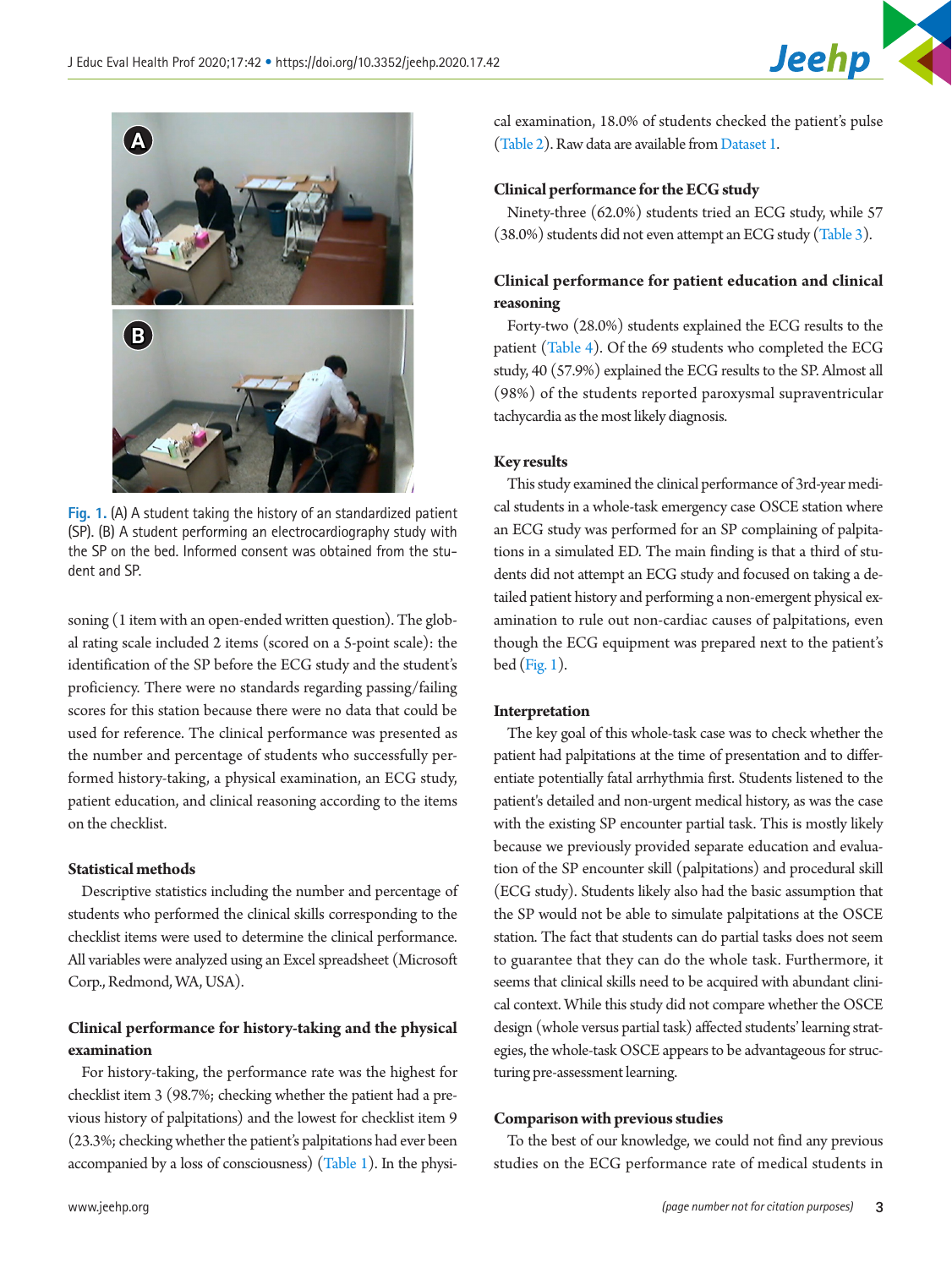Fig. 1. (A) A student taking the history of an standardized patient (SP). (B) A student performing an electrocardiography study with the SP on the bed. Informed consent was obtained from the student and SP.

soning (1 item with an open-ended written question). The global rating scale included 2 items (scored on a 5-point scale): the identification of the SP before the ECG study and the student's proficiency. There were no standards regarding passing/failing scores for this station because there were no data that could be used for reference. The clinical performance was presented as the number and percentage of students who successfully performed history-taking, a physical examination, an ECG study, patient education, and clinical reasoning according to the items on the checklist.

### Statistical methods

Descriptive statistics including the number and percentage of students who performed the clinical skills corresponding to the checklist items were used to determine the clinical performance. All variables were analyzed using an Excel spreadsheet (Microsoft Corp., Redmond, WA, USA).

### Clinical performance for history-taking and the physical examination

For history-taking, the performance rate was the highest for checklist item 3 (98.7%; checking whether the patient had a previous history of palpitations) and the lowest for checklist item 9 (23.3%; checking whether the patient's palpitations had ever been accompanied by a loss of consciousness) (Table 1). In the physical examination, 18.0% of students checked the patient's pulse (Table 2). Raw data are available from Dataset 1.

### Clinical performance for the ECG study

Ninety-three (62.0%) students tried an ECG study, while 57 (38.0%) students did not even attempt an ECG study (Table 3).

### Clinical performance for patient education and clinical reasoning

Forty-two (28.0%) students explained the ECG results to the patient (Table 4). Of the 69 students who completed the ECG study, 40 (57.9%) explained the ECG results to the SP. Almost all (98%) of the students reported paroxysmal supraventricular tachycardia as the most likely diagnosis.

### Key results

This study examined the clinical performance of 3rd-year medical students in a whole-task emergency case OSCE station where an ECG study was performed for an SP complaining of palpitations in a simulated ED. The main finding is that a third of students did not attempt an ECG study and focused on taking a detailed patient history and performing a non-emergent physical examination to rule out non-cardiac causes of palpitations, even though the ECG equipment was prepared next to the patient's bed (Fig. 1).

### Interpretation

The key goal of this whole-task case was to check whether the patient had palpitations at the time of presentation and to differentiate potentially fatal arrhythmia first. Students listened to the patient's detailed and non-urgent medical history, as was the case with the existing SP encounter partial task. This is mostly likely because we previously provided separate education and evaluation of the SP encounter skill (palpitations) and procedural skill (ECG study). Students likely also had the basic assumption that the SP would not be able to simulate palpitations at the OSCE station. The fact that students can do partial tasks does not seem to guarantee that they can do the whole task. Furthermore, it seems that clinical skills need to be acquired with abundant clinical context. While this study did not compare whether the OSCE design (whole versus partial task) affected students' learning strategies, the whole-task OSCE appears to be advantageous for structuring pre-assessment learning.

### Comparison with previous studies

To the best of our knowledge, we could not find any previous studies on the ECG performance rate of medical students in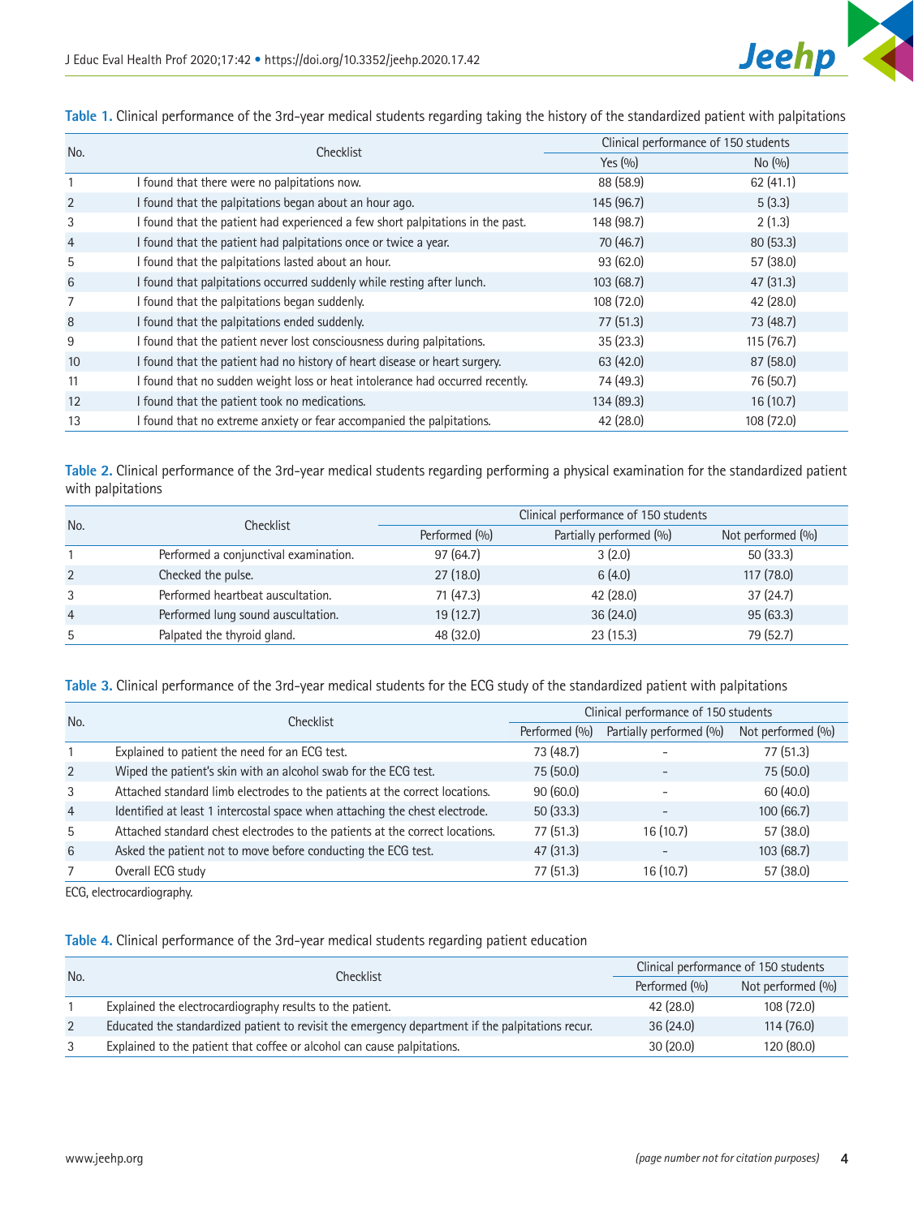**Table 1.** Clinical performance of the 3rd-year medical students regarding taking the history of the standardized patient with palpitations

| No. | Checklist | Clinical performance of 150 students | |
|---|---|---|---|
| | | Yes (%) | No (%) |
| 1 | I found that there were no palpitations now. | 88 (58.9) | 62 (41.1) |
| 2 | I found that the palpitations began about an hour ago. | 145 (96.7) | 5 (3.3) |
| 3 | I found that the patient had experienced a few short palpitations in the past. | 148 (98.7) | 2 (1.3) |
| 4 | I found that the patient had palpitations once or twice a year. | 70 (46.7) | 80 (53.3) |
| 5 | I found that the palpitations lasted about an hour. | 93 (62.0) | 57 (38.0) |
| 6 | I found that palpitations occurred suddenly while resting after lunch. | 103 (68.7) | 47 (31.3) |
| 7 | I found that the palpitations began suddenly. | 108 (72.0) | 42 (28.0) |
| 8 | I found that the palpitations ended suddenly. | 77 (51.3) | 73 (48.7) |
| 9 | I found that the patient never lost consciousness during palpitations. | 35 (23.3) | 115 (76.7) |
| 10 | I found that the patient had no history of heart disease or heart surgery. | 63 (42.0) | 87 (58.0) |
| 11 | I found that no sudden weight loss or heat intolerance had occurred recently. | 74 (49.3) | 76 (50.7) |
| 12 | I found that the patient took no medications. | 134 (89.3) | 16 (10.7) |
| 13 | I found that no extreme anxiety or fear accompanied the palpitations. | 42 (28.0) | 108 (72.0) |

**Table 2.** Clinical performance of the 3rd-year medical students regarding performing a physical examination for the standardized patient with palpitations

| No. | Checklist | Clinical performance of 150 students | | |
|---|---|---|---|---|
| | | Performed (%) | Partially performed (%) | Not performed (%) |
| 1 | Performed a conjunctival examination. | 97 (64.7) | 3 (2.0) | 50 (33.3) |
| 2 | Checked the pulse. | 27 (18.0) | 6 (4.0) | 117 (78.0) |
| 3 | Performed heartbeat auscultation. | 71 (47.3) | 42 (28.0) | 37 (24.7) |
| 4 | Performed lung sound auscultation. | 19 (12.7) | 36 (24.0) | 95 (63.3) |
| 5 | Palpated the thyroid gland. | 48 (32.0) | 23 (15.3) | 79 (52.7) |

**Table 3.** Clinical performance of the 3rd-year medical students for the ECG study of the standardized patient with palpitations

| No. | Checklist | Clinical performance of 150 students | | |
|---|---|---|---|---|
| | | Performed (%) | Partially performed (%) | Not performed (%) |
| 1 | Explained to patient the need for an ECG test. | 73 (48.7) | - | 77 (51.3) |
| 2 | Wiped the patient's skin with an alcohol swab for the ECG test. | 75 (50.0) | - | 75 (50.0) |
| 3 | Attached standard limb electrodes to the patients at the correct locations. | 90 (60.0) | - | 60 (40.0) |
| 4 | Identified at least 1 intercostal space when attaching the chest electrode. | 50 (33.3) | - | 100 (66.7) |
| 5 | Attached standard chest electrodes to the patients at the correct locations. | 77 (51.3) | 16 (10.7) | 57 (38.0) |
| 6 | Asked the patient not to move before conducting the ECG test. | 47 (31.3) | - | 103 (68.7) |
| 7 | Overall ECG study | 77 (51.3) | 16 (10.7) | 57 (38.0) |

ECG, electrocardiography.

**Table 4.** Clinical performance of the 3rd-year medical students regarding patient education

| No. | Checklist | Clinical performance of 150 students | |
|---|---|---|---|
| | | Performed (%) | Not performed (%) |
| 1 | Explained the electrocardiography results to the patient. | 42 (28.0) | 108 (72.0) |
| 2 | Educated the standardized patient to revisit the emergency department if the palpitations recur. | 36 (24.0) | 114 (76.0) |
| 3 | Explained to the patient that coffee or alcohol can cause palpitations. | 30 (20.0) | 120 (80.0) |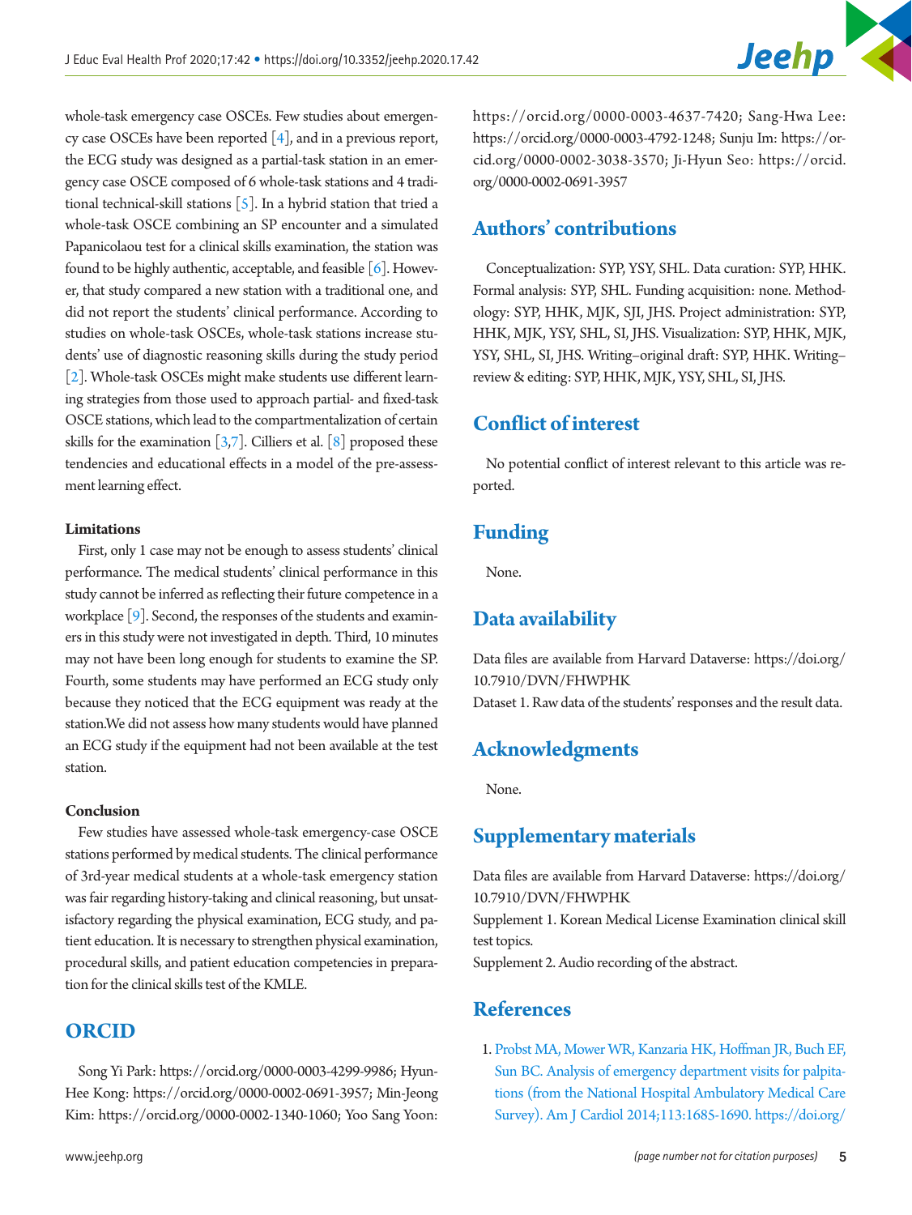whole-task emergency case OSCEs. Few studies about emergency case OSCEs have been reported [4], and in a previous report, the ECG study was designed as a partial-task station in an emergency case OSCE composed of 6 whole-task stations and 4 traditional technical-skill stations [5]. In a hybrid station that tried a whole-task OSCE combining an SP encounter and a simulated Papanicolaou test for a clinical skills examination, the station was found to be highly authentic, acceptable, and feasible [6]. However, that study compared a new station with a traditional one, and did not report the students' clinical performance. According to studies on whole-task OSCEs, whole-task stations increase students' use of diagnostic reasoning skills during the study period [2]. Whole-task OSCEs might make students use different learning strategies from those used to approach partial- and fixed-task OSCE stations, which lead to the compartmentalization of certain skills for the examination [3,7]. Cilliers et al. [8] proposed these tendencies and educational effects in a model of the pre-assessment learning effect.

### Limitations

First, only 1 case may not be enough to assess students' clinical performance. The medical students' clinical performance in this study cannot be inferred as reflecting their future competence in a workplace [9]. Second, the responses of the students and examiners in this study were not investigated in depth. Third, 10 minutes may not have been long enough for students to examine the SP. Fourth, some students may have performed an ECG study only because they noticed that the ECG equipment was ready at the station.We did not assess how many students would have planned an ECG study if the equipment had not been available at the test station.

### Conclusion

Few studies have assessed whole-task emergency-case OSCE stations performed by medical students. The clinical performance of 3rd-year medical students at a whole-task emergency station was fair regarding history-taking and clinical reasoning, but unsatisfactory regarding the physical examination, ECG study, and patient education. It is necessary to strengthen physical examination, procedural skills, and patient education competencies in preparation for the clinical skills test of the KMLE.

## ORCID

Song Yi Park: https://orcid.org/0000-0003-4299-9986; Hyun-Hee Kong: https://orcid.org/0000-0002-0691-3957; Min-Jeong Kim: https://orcid.org/0000-0002-1340-1060; Yoo Sang Yoon: https://orcid.org/0000-0003-4637-7420; Sang-Hwa Lee: https://orcid.org/0000-0003-4792-1248; Sunju Im: https://orcid.org/0000-0002-3038-3570; Ji-Hyun Seo: https://orcid.org/0000-0002-0691-3957

## Authors' contributions

Conceptualization: SYP, YSY, SHL. Data curation: SYP, HHK. Formal analysis: SYP, SHL. Funding acquisition: none. Methodology: SYP, HHK, MJK, SJI, JHS. Project administration: SYP, HHK, MJK, YSY, SHL, SI, JHS. Visualization: SYP, HHK, MJK, YSY, SHL, SI, JHS. Writing–original draft: SYP, HHK. Writing–review & editing: SYP, HHK, MJK, YSY, SHL, SI, JHS.

## Conflict of interest

No potential conflict of interest relevant to this article was reported.

## Funding

None.

## Data availability

Data files are available from Harvard Dataverse: https://doi.org/10.7910/DVN/FHWPHK

Dataset 1. Raw data of the students' responses and the result data.

## Acknowledgments

None.

## Supplementary materials

Data files are available from Harvard Dataverse: https://doi.org/10.7910/DVN/FHWPHK

Supplement 1. Korean Medical License Examination clinical skill test topics.

Supplement 2. Audio recording of the abstract.

## References

1. Probst MA, Mower WR, Kanzaria HK, Hoffman JR, Buch EF, Sun BC. Analysis of emergency department visits for palpitations (from the National Hospital Ambulatory Medical Care Survey). Am J Cardiol 2014;113:1685-1690. https://doi.org/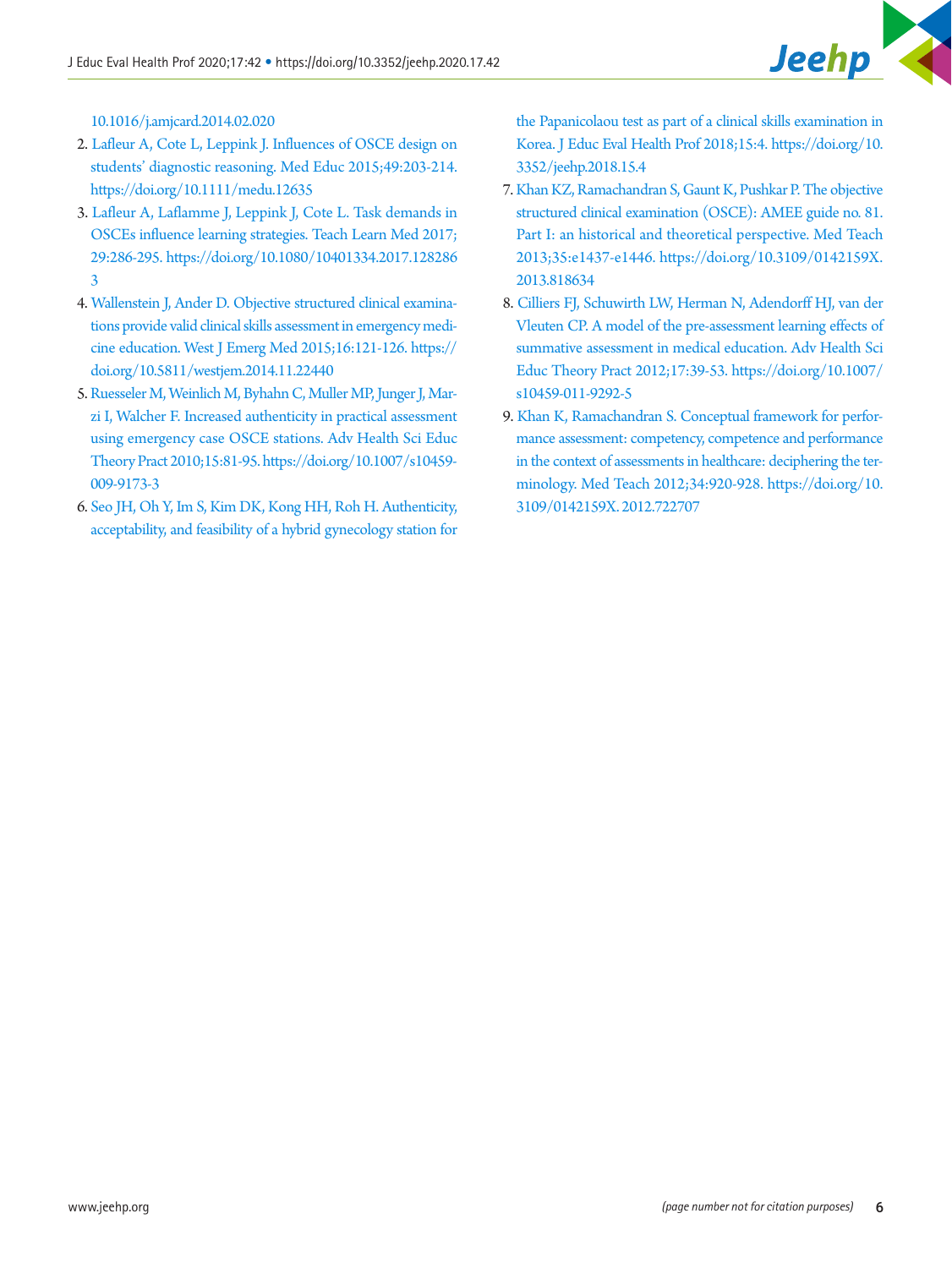10.1016/j.amjcard.2014.02.020

2. Lafleur A, Cote L, Leppink J. Influences of OSCE design on students' diagnostic reasoning. Med Educ 2015;49:203-214. https://doi.org/10.1111/medu.12635
3. Lafleur A, Laflamme J, Leppink J, Cote L. Task demands in OSCEs influence learning strategies. Teach Learn Med 2017; 29:286-295. https://doi.org/10.1080/10401334.2017.1282863
4. Wallenstein J, Ander D. Objective structured clinical examinations provide valid clinical skills assessment in emergency medicine education. West J Emerg Med 2015;16:121-126. https://doi.org/10.5811/westjem.2014.11.22440
5. Ruesseler M, Weinlich M, Byhahn C, Muller MP, Junger J, Marzi I, Walcher F. Increased authenticity in practical assessment using emergency case OSCE stations. Adv Health Sci Educ Theory Pract 2010;15:81-95. https://doi.org/10.1007/s10459-009-9173-3
6. Seo JH, Oh Y, Im S, Kim DK, Kong HH, Roh H. Authenticity, acceptability, and feasibility of a hybrid gynecology station for the Papanicolaou test as part of a clinical skills examination in Korea. J Educ Eval Health Prof 2018;15:4. https://doi.org/10.3352/jeehp.2018.15.4
7. Khan KZ, Ramachandran S, Gaunt K, Pushkar P. The objective structured clinical examination (OSCE): AMEE guide no. 81. Part I: an historical and theoretical perspective. Med Teach 2013;35:e1437-e1446. https://doi.org/10.3109/0142159X.2013.818634
8. Cilliers FJ, Schuwirth LW, Herman N, Adendorff HJ, van der Vleuten CP. A model of the pre-assessment learning effects of summative assessment in medical education. Adv Health Sci Educ Theory Pract 2012;17:39-53. https://doi.org/10.1007/s10459-011-9292-5
9. Khan K, Ramachandran S. Conceptual framework for performance assessment: competency, competence and performance in the context of assessments in healthcare: deciphering the terminology. Med Teach 2012;34:920-928. https://doi.org/10.3109/0142159X.2012.722707